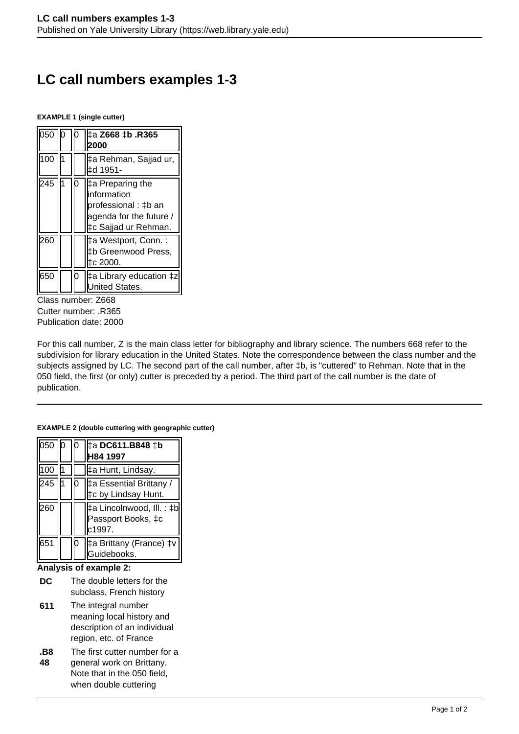# LC call numbers examples 1-3

**EXAMPLE 1 (single cutter)**

| | | | |
|---|---|---|---|
| 050 | 0 | 0 | ‡a **Z668** ‡**b .R365 2000** |
| 100 | 1 | | ‡a Rehman, Sajjad ur, ‡d 1951- |
| 245 | 1 | 0 | ‡a Preparing the information professional : ‡b an agenda for the future / ‡c Sajjad ur Rehman. |
| 260 | | | ‡a Westport, Conn. : ‡b Greenwood Press, ‡c 2000. |
| 650 | | 0 | ‡a Library education ‡z United States. |

Class number: Z668
Cutter number: .R365
Publication date: 2000

For this call number, Z is the main class letter for bibliography and library science. The numbers 668 refer to the subdivision for library education in the United States. Note the correspondence between the class number and the subjects assigned by LC. The second part of the call number, after ‡b, is "cuttered" to Rehman. Note that in the 050 field, the first (or only) cutter is preceded by a period. The third part of the call number is the date of publication.

---

**EXAMPLE 2 (double cuttering with geographic cutter)**

| | | | |
|---|---|---|---|
| 050 | 0 | 0 | ‡a **DC611.B848** ‡**b H84 1997** |
| 100 | 1 | | ‡a Hunt, Lindsay. |
| 245 | 1 | 0 | ‡a Essential Brittany / ‡c by Lindsay Hunt. |
| 260 | | | ‡a Lincolnwood, Ill. : ‡b Passport Books, ‡c c1997. |
| 651 | | 0 | ‡a Brittany (France) ‡v Guidebooks. |

**Analysis of example 2:**

| | |
|---|---|
| **DC** | The double letters for the subclass, French history |
| **611** | The integral number meaning local history and description of an individual region, etc. of France |
| **.B848** | The first cutter number for a general work on Brittany. Note that in the 050 field, when double cuttering |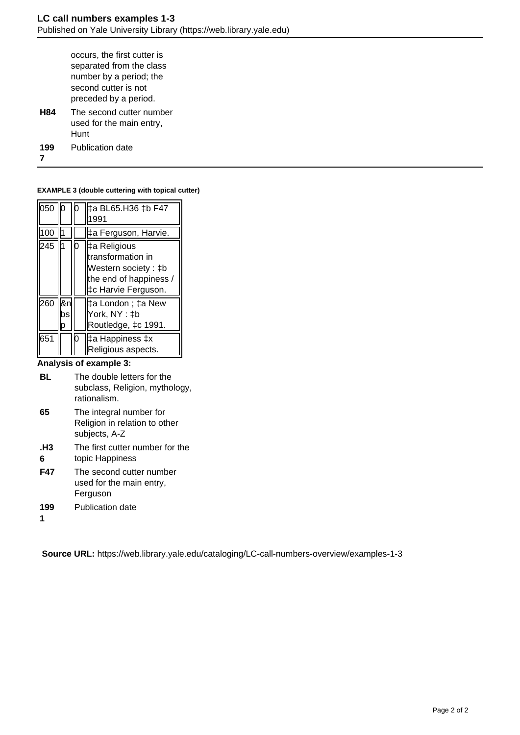occurs, the first cutter is separated from the class number by a period; the second cutter is not preceded by a period.

| | |
|---|---|
| **H84** | The second cutter number used for the main entry, Hunt |
| **1997** | Publication date |

**EXAMPLE 3 (double cuttering with topical cutter)**

| | | | |
|---|---|---|---|
| 050 | 0 | 0 | ‡a BL65.H36 ‡b F47 1991 |
| 100 | 1 | | ‡a Ferguson, Harvie. |
| 245 | 1 | 0 | ‡a Religious transformation in Western society : ‡b the end of happiness / ‡c Harvie Ferguson. |
| 260 | &nbsp | | ‡a London ; ‡a New York, NY : ‡b Routledge, ‡c 1991. |
| 651 | | 0 | ‡a Happiness ‡x Religious aspects. |

**Analysis of example 3:**

| | |
|---|---|
| **BL** | The double letters for the subclass, Religion, mythology, rationalism. |
| **65** | The integral number for Religion in relation to other subjects, A-Z |
| **.H36** | The first cutter number for the topic Happiness |
| **F47** | The second cutter number used for the main entry, Ferguson |
| **1991** | Publication date |

**Source URL:** https://web.library.yale.edu/cataloging/LC-call-numbers-overview/examples-1-3